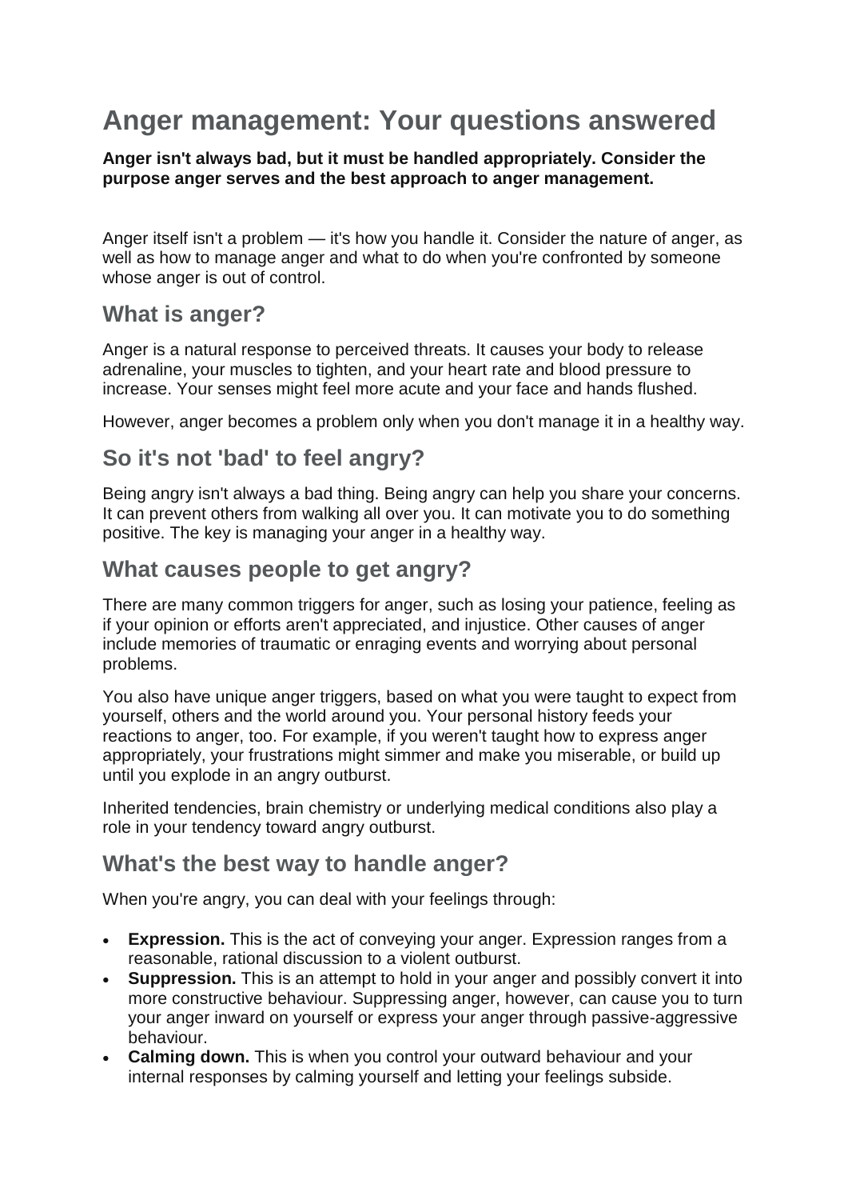# Anger management: Your questions answered

**Anger isn't always bad, but it must be handled appropriately. Consider the purpose anger serves and the best approach to anger management.**

Anger itself isn't a problem — it's how you handle it. Consider the nature of anger, as well as how to manage anger and what to do when you're confronted by someone whose anger is out of control.

## What is anger?

Anger is a natural response to perceived threats. It causes your body to release adrenaline, your muscles to tighten, and your heart rate and blood pressure to increase. Your senses might feel more acute and your face and hands flushed.

However, anger becomes a problem only when you don't manage it in a healthy way.

## So it's not 'bad' to feel angry?

Being angry isn't always a bad thing. Being angry can help you share your concerns. It can prevent others from walking all over you. It can motivate you to do something positive. The key is managing your anger in a healthy way.

## What causes people to get angry?

There are many common triggers for anger, such as losing your patience, feeling as if your opinion or efforts aren't appreciated, and injustice. Other causes of anger include memories of traumatic or enraging events and worrying about personal problems.

You also have unique anger triggers, based on what you were taught to expect from yourself, others and the world around you. Your personal history feeds your reactions to anger, too. For example, if you weren't taught how to express anger appropriately, your frustrations might simmer and make you miserable, or build up until you explode in an angry outburst.

Inherited tendencies, brain chemistry or underlying medical conditions also play a role in your tendency toward angry outburst.

## What's the best way to handle anger?

When you're angry, you can deal with your feelings through:

- **Expression.** This is the act of conveying your anger. Expression ranges from a reasonable, rational discussion to a violent outburst.
- **Suppression.** This is an attempt to hold in your anger and possibly convert it into more constructive behaviour. Suppressing anger, however, can cause you to turn your anger inward on yourself or express your anger through passive-aggressive behaviour.
- **Calming down.** This is when you control your outward behaviour and your internal responses by calming yourself and letting your feelings subside.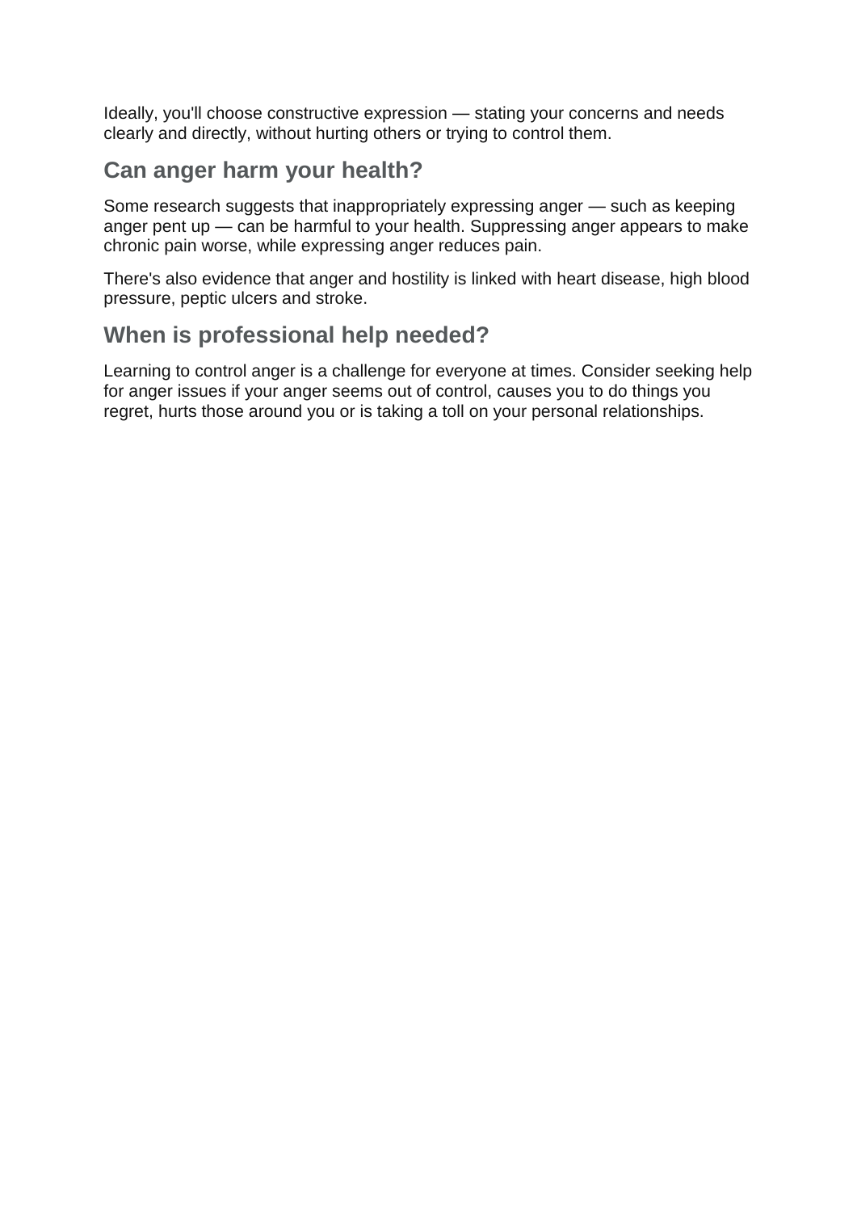Ideally, you'll choose constructive expression — stating your concerns and needs clearly and directly, without hurting others or trying to control them.

## Can anger harm your health?

Some research suggests that inappropriately expressing anger — such as keeping anger pent up — can be harmful to your health. Suppressing anger appears to make chronic pain worse, while expressing anger reduces pain.

There's also evidence that anger and hostility is linked with heart disease, high blood pressure, peptic ulcers and stroke.

## When is professional help needed?

Learning to control anger is a challenge for everyone at times. Consider seeking help for anger issues if your anger seems out of control, causes you to do things you regret, hurts those around you or is taking a toll on your personal relationships.